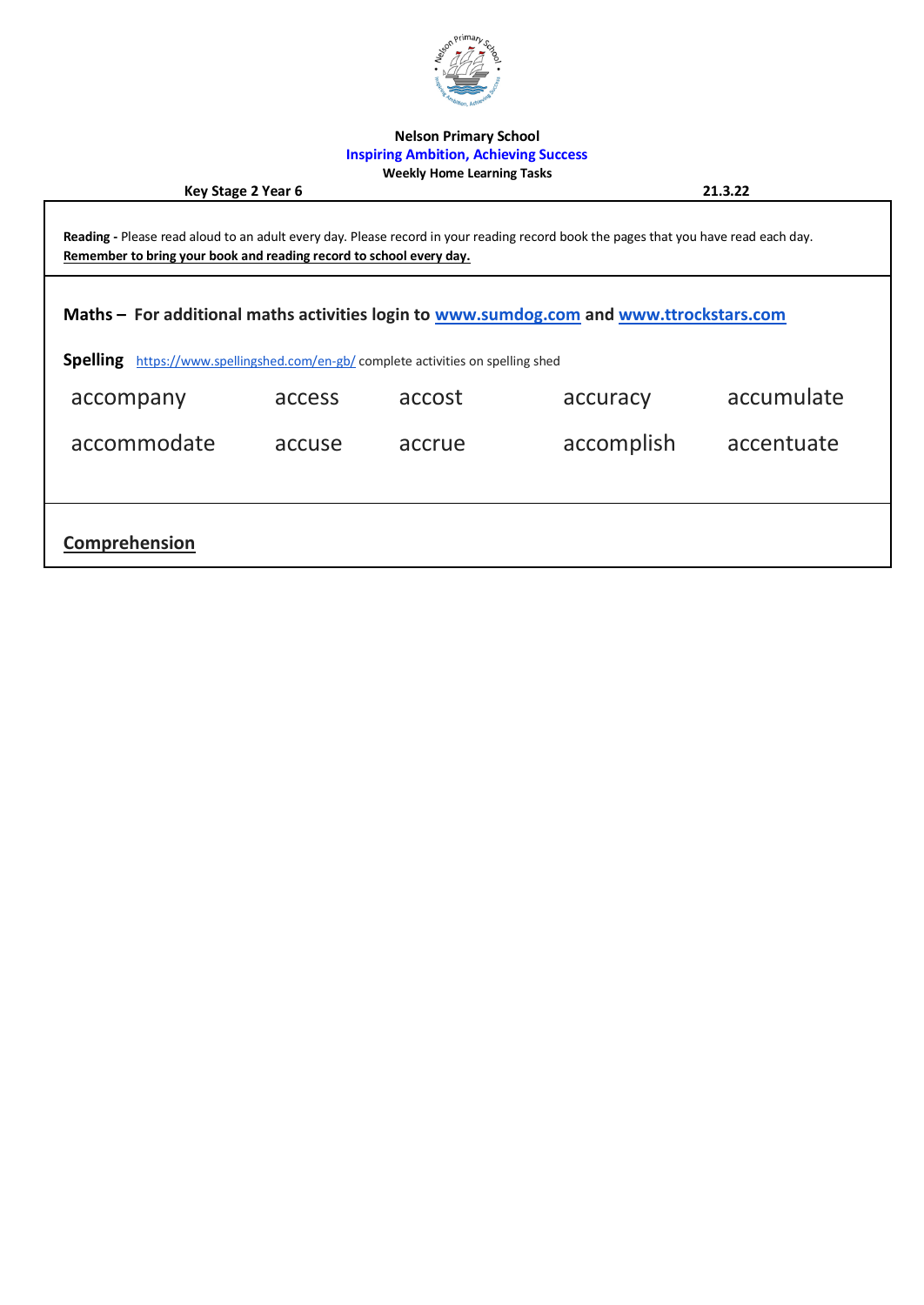**Nelson Primary School**

**Inspiring Ambition, Achieving Success**

**Weekly Home Learning Tasks**

**Key Stage 2 Year 6** **21.3.22**

**Reading -** Please read aloud to an adult every day. Please record in your reading record book the pages that you have read each day.
**Remember to bring your book and reading record to school every day.**

**Maths – For additional maths activities login to [www.sumdog.com](http://www.sumdog.com) and [www.ttrockstars.com](http://www.ttrockstars.com)**

**Spelling** [https://www.spellingshed.com/en-gb/](https://www.spellingshed.com/en-gb/) complete activities on spelling shed

| | | | | |
|---|---|---|---|---|
| accompany | access | accost | accuracy | accumulate |
| accommodate | accuse | accrue | accomplish | accentuate |

**Comprehension**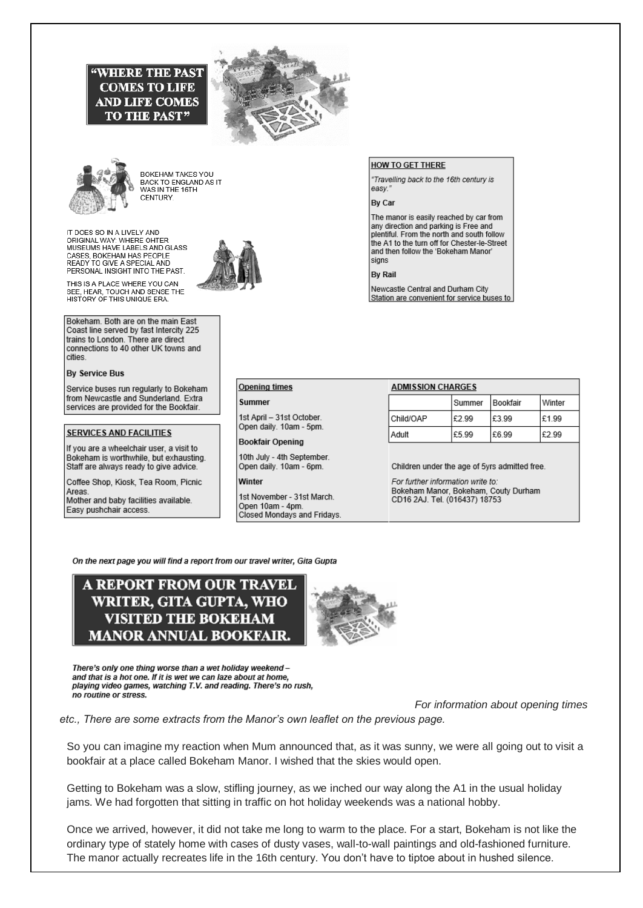**"WHERE THE PAST COMES TO LIFE AND LIFE COMES TO THE PAST"**

BOKEHAM TAKES YOU BACK TO ENGLAND AS IT WAS IN THE 16TH CENTURY

IT DOES SO IN A LIVELY AND ORIGINAL WAY. WHERE OHTER MUSEUMS HAVE LABELS AND GLASS CASES, BOKEHAM HAS PEOPLE READY TO GIVE A SPECIAL AND PERSONAL INSIGHT INTO THE PAST.

THIS IS A PLACE WHERE YOU CAN SEE, HEAR, TOUCH AND SENSE THE HISTORY OF THIS UNIQUE ERA.

**HOW TO GET THERE**

*"Travelling back to the 16th century is easy."*

**By Car**

The manor is easily reached by car from any direction and parking is Free and plentiful. From the north and south follow the A1 to the turn off for Chester-le-Street and then follow the 'Bokeham Manor' signs

**By Rail**

Newcastle Central and Durham City Station are convenient for service buses to Bokeham. Both are on the main East Coast line served by fast Intercity 225 trains to London. There are direct connections to 40 other UK towns and cities.

**By Service Bus**

Service buses run regularly to Bokeham from Newcastle and Sunderland. Extra services are provided for the Bookfair.

**SERVICES AND FACILITIES**

If you are a wheelchair user, a visit to Bokeham is worthwhile, but exhausting. Staff are always ready to give advice.

Coffee Shop, Kiosk, Tea Room, Picnic Areas.
Mother and baby facilities available.
Easy pushchair access.

**Opening times**

**Summer**

1st April – 31st October.
Open daily. 10am - 5pm.

**Bookfair Opening**

10th July - 4th September.
Open daily. 10am - 6pm.

**Winter**

1st November - 31st March.
Open 10am - 4pm.
Closed Mondays and Fridays.

**ADMISSION CHARGES**

| | Summer | Bookfair | Winter |
|---|---|---|---|
| Child/OAP | £2.99 | £3.99 | £1.99 |
| Adult | £5.99 | £6.99 | £2.99 |

Children under the age of 5yrs admitted free.

*For further information write to:*
Bokeham Manor, Bokeham, Couty Durham CD16 2AJ. Tel. (016437) 18753

***On the next page you will find a report from our travel writer, Gita Gupta***

## A REPORT FROM OUR TRAVEL WRITER, GITA GUPTA, WHO VISITED THE BOKEHAM MANOR ANNUAL BOOKFAIR.

***There's only one thing worse than a wet holiday weekend – and that is a hot one. If it is wet we can laze about at home, playing video games, watching T.V. and reading. There's no rush, no routine or stress.***

*For information about opening times etc., There are some extracts from the Manor's own leaflet on the previous page.*

So you can imagine my reaction when Mum announced that, as it was sunny, we were all going out to visit a bookfair at a place called Bokeham Manor. I wished that the skies would open.

Getting to Bokeham was a slow, stifling journey, as we inched our way along the A1 in the usual holiday jams. We had forgotten that sitting in traffic on hot holiday weekends was a national hobby.

Once we arrived, however, it did not take me long to warm to the place. For a start, Bokeham is not like the ordinary type of stately home with cases of dusty vases, wall-to-wall paintings and old-fashioned furniture. The manor actually recreates life in the 16th century. You don't have to tiptoe about in hushed silence.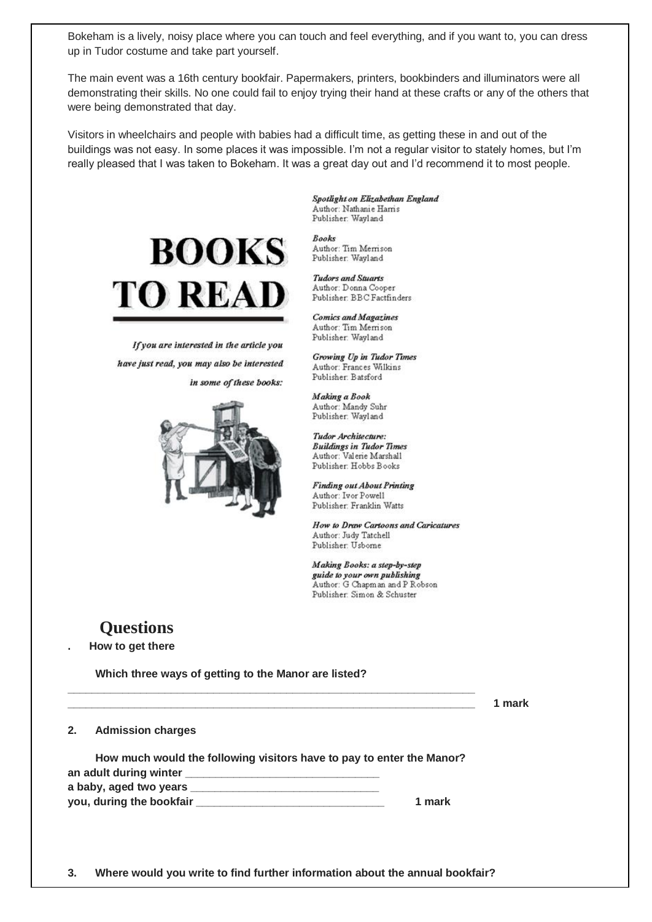Bokeham is a lively, noisy place where you can touch and feel everything, and if you want to, you can dress up in Tudor costume and take part yourself.

The main event was a 16th century bookfair. Papermakers, printers, bookbinders and illuminators were all demonstrating their skills. No one could fail to enjoy trying their hand at these crafts or any of the others that were being demonstrated that day.

Visitors in wheelchairs and people with babies had a difficult time, as getting these in and out of the buildings was not easy. In some places it was impossible. I'm not a regular visitor to stately homes, but I'm really pleased that I was taken to Bokeham. It was a great day out and I'd recommend it to most people.

# BOOKS TO READ

*If you are interested in the article you have just read, you may also be interested in some of these books:*

*Spotlight on Elizabethan England*
Author: Nathanie Harris
Publisher: Wayland

*Books*
Author: Tim Merrison
Publisher: Wayland

*Tudors and Stuarts*
Author: Donna Cooper
Publisher: BBC Factfinders

*Comics and Magazines*
Author: Tim Merrison
Publisher: Wayland

*Growing Up in Tudor Times*
Author: Frances Wilkins
Publisher: Batsford

*Making a Book*
Author: Mandy Suhr
Publisher: Wayland

*Tudor Architecture: Buildings in Tudor Times*
Author: Valerie Marshall
Publisher: Hobbs Books

*Finding out About Printing*
Author: Ivor Powell
Publisher: Franklin Watts

*How to Draw Cartoons and Caricatures*
Author: Judy Tatchell
Publisher: Usborne

*Making Books: a step-by-step guide to your own publishing*
Author: G Chapman and P Robson
Publisher: Simon & Schuster

## Questions

**. How to get there**

**Which three ways of getting to the Manor are listed?**

________________________________________________________________________

________________________________________________________________________ **1 mark**

**2. Admission charges**

**How much would the following visitors have to pay to enter the Manor?**

**an adult during winter** ________________________________

**a baby, aged two years** ________________________________

**you, during the bookfair** ________________________________ **1 mark**

**3. Where would you write to find further information about the annual bookfair?**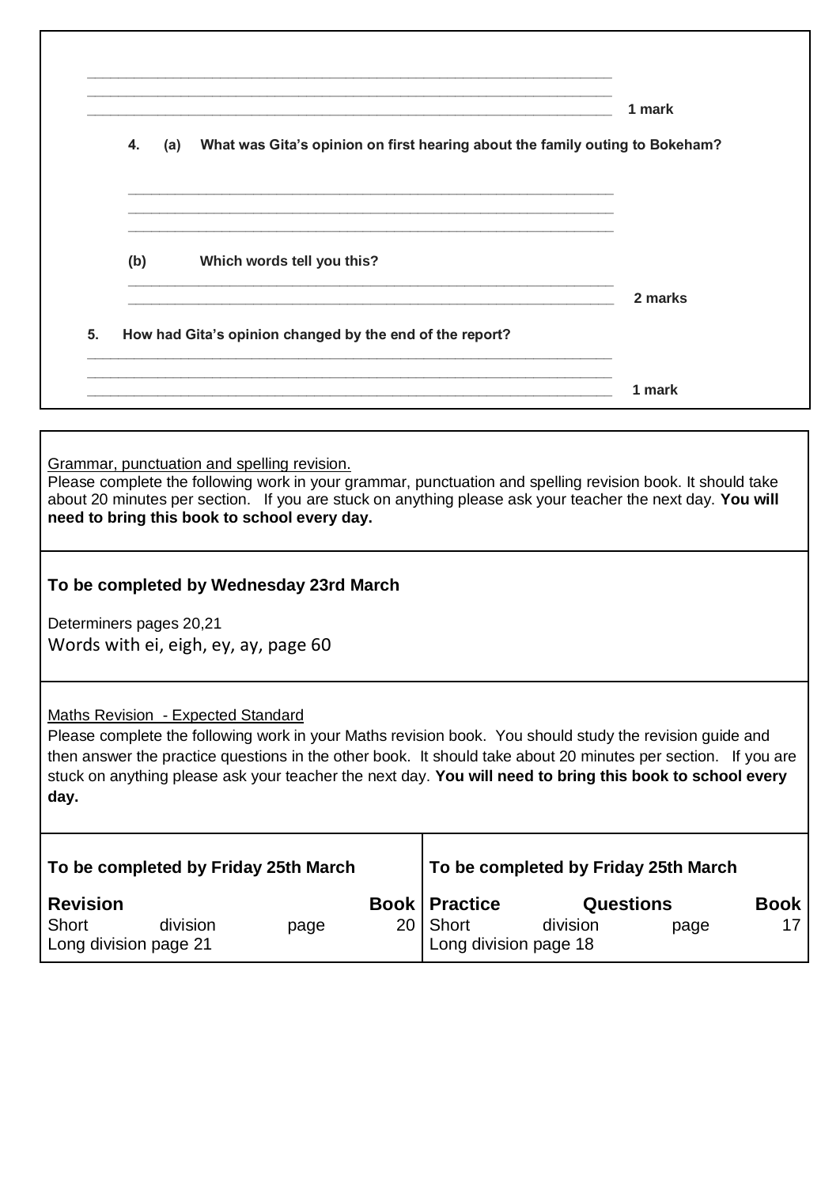______________________________________________________________________

______________________________________________________________________

______________________________________________________________________ **1 mark**

**4. (a) What was Gita's opinion on first hearing about the family outing to Bokeham?**

______________________________________________________________________

______________________________________________________________________

______________________________________________________________________

**(b) Which words tell you this?**

______________________________________________________________________

______________________________________________________________________ **2 marks**

**5. How had Gita's opinion changed by the end of the report?**

______________________________________________________________________

______________________________________________________________________

______________________________________________________________________ **1 mark**

Grammar, punctuation and spelling revision.
Please complete the following work in your grammar, punctuation and spelling revision book. It should take about 20 minutes per section. If you are stuck on anything please ask your teacher the next day. **You will need to bring this book to school every day.**

**To be completed by Wednesday 23rd March**

Determiners pages 20,21
Words with ei, eigh, ey, ay, page 60

Maths Revision - Expected Standard
Please complete the following work in your Maths revision book. You should study the revision guide and then answer the practice questions in the other book. It should take about 20 minutes per section. If you are stuck on anything please ask your teacher the next day. **You will need to bring this book to school every day.**

| To be completed by Friday 25th March | To be completed by Friday 25th March |
| --- | --- |
| **Revision Book**<br>Short division page 20<br>Long division page 21 | **Practice Questions Book**<br>Short division page 17<br>Long division page 18 |